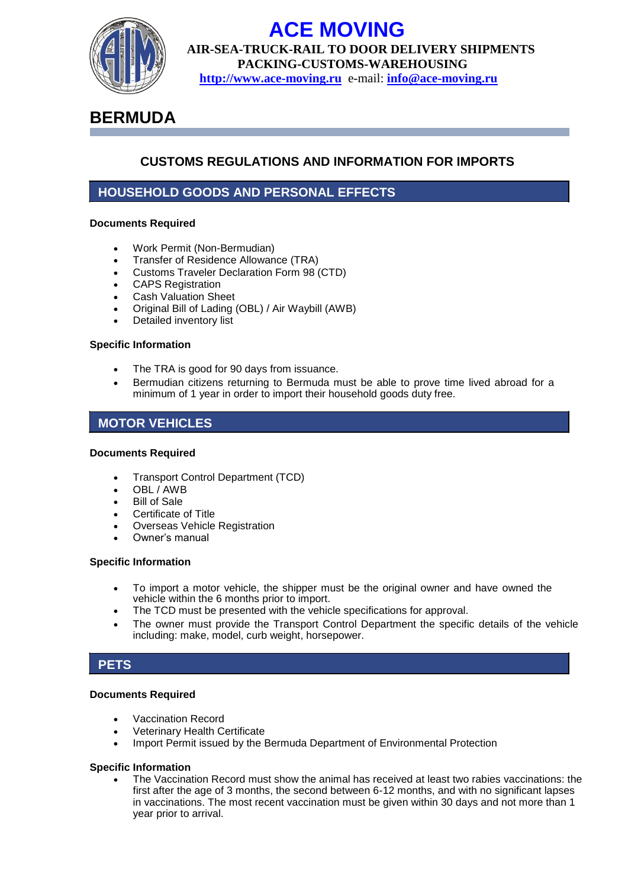# ACE MOVING

**AIR-SEA-TRUCK-RAIL TO DOOR DELIVERY SHIPMENTS**
**PACKING-CUSTOMS-WAREHOUSING**
**http://www.ace-moving.ru** e-mail: **info@ace-moving.ru**

# BERMUDA

## CUSTOMS REGULATIONS AND INFORMATION FOR IMPORTS

## HOUSEHOLD GOODS AND PERSONAL EFFECTS

**Documents Required**

- Work Permit (Non-Bermudian)
- Transfer of Residence Allowance (TRA)
- Customs Traveler Declaration Form 98 (CTD)
- CAPS Registration
- Cash Valuation Sheet
- Original Bill of Lading (OBL) / Air Waybill (AWB)
- Detailed inventory list

**Specific Information**

- The TRA is good for 90 days from issuance.
- Bermudian citizens returning to Bermuda must be able to prove time lived abroad for a minimum of 1 year in order to import their household goods duty free.

## MOTOR VEHICLES

**Documents Required**

- Transport Control Department (TCD)
- OBL / AWB
- Bill of Sale
- Certificate of Title
- Overseas Vehicle Registration
- Owner's manual

**Specific Information**

- To import a motor vehicle, the shipper must be the original owner and have owned the vehicle within the 6 months prior to import.
- The TCD must be presented with the vehicle specifications for approval.
- The owner must provide the Transport Control Department the specific details of the vehicle including: make, model, curb weight, horsepower.

## PETS

**Documents Required**

- Vaccination Record
- Veterinary Health Certificate
- Import Permit issued by the Bermuda Department of Environmental Protection

**Specific Information**

- The Vaccination Record must show the animal has received at least two rabies vaccinations: the first after the age of 3 months, the second between 6-12 months, and with no significant lapses in vaccinations. The most recent vaccination must be given within 30 days and not more than 1 year prior to arrival.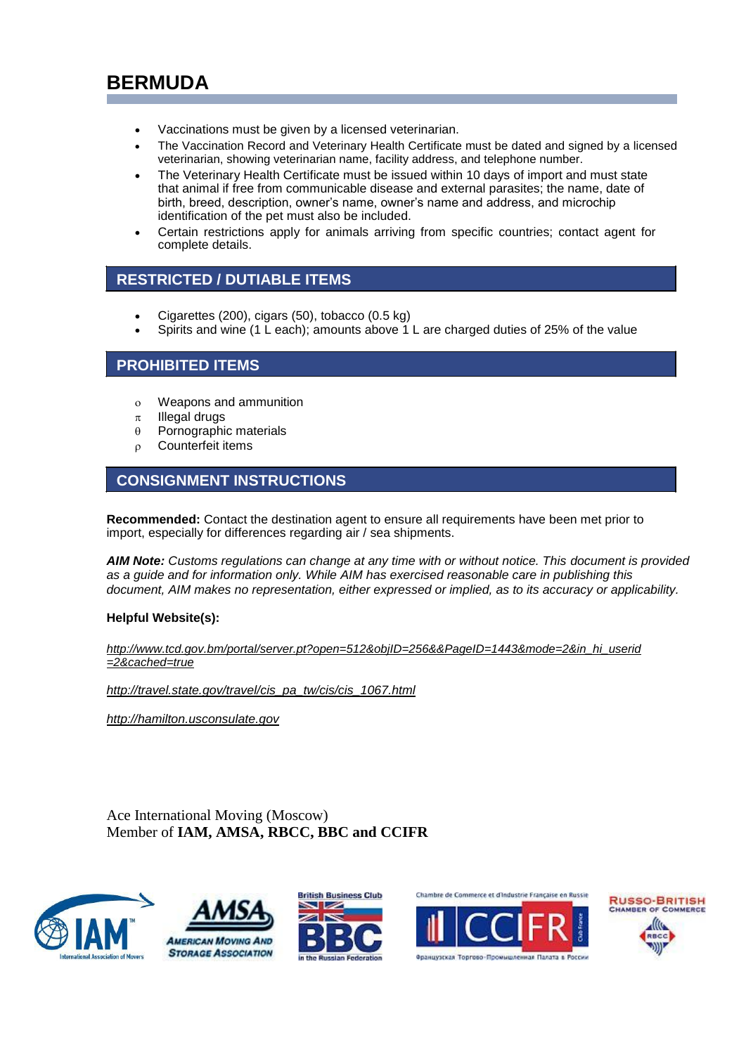# BERMUDA

- Vaccinations must be given by a licensed veterinarian.
- The Vaccination Record and Veterinary Health Certificate must be dated and signed by a licensed veterinarian, showing veterinarian name, facility address, and telephone number.
- The Veterinary Health Certificate must be issued within 10 days of import and must state that animal if free from communicable disease and external parasites; the name, date of birth, breed, description, owner's name and address, and microchip identification of the pet must also be included.
- Certain restrictions apply for animals arriving from specific countries; contact agent for complete details.

## RESTRICTED / DUTIABLE ITEMS

- Cigarettes (200), cigars (50), tobacco (0.5 kg)
- Spirits and wine (1 L each); amounts above 1 L are charged duties of 25% of the value

## PROHIBITED ITEMS

- Weapons and ammunition
- Illegal drugs
- Pornographic materials
- Counterfeit items

## CONSIGNMENT INSTRUCTIONS

**Recommended:** Contact the destination agent to ensure all requirements have been met prior to import, especially for differences regarding air / sea shipments.

***AIM Note:*** *Customs regulations can change at any time with or without notice. This document is provided as a guide and for information only. While AIM has exercised reasonable care in publishing this document, AIM makes no representation, either expressed or implied, as to its accuracy or applicability.*

**Helpful Website(s):**

*http://www.tcd.gov.bm/portal/server.pt?open=512&objID=256&&PageID=1443&mode=2&in_hi_userid=2&cached=true*

*http://travel.state.gov/travel/cis_pa_tw/cis/cis_1067.html*

*http://hamilton.usconsulate.gov*

Ace International Moving (Moscow)
Member of **IAM, AMSA, RBCC, BBC and CCIFR**